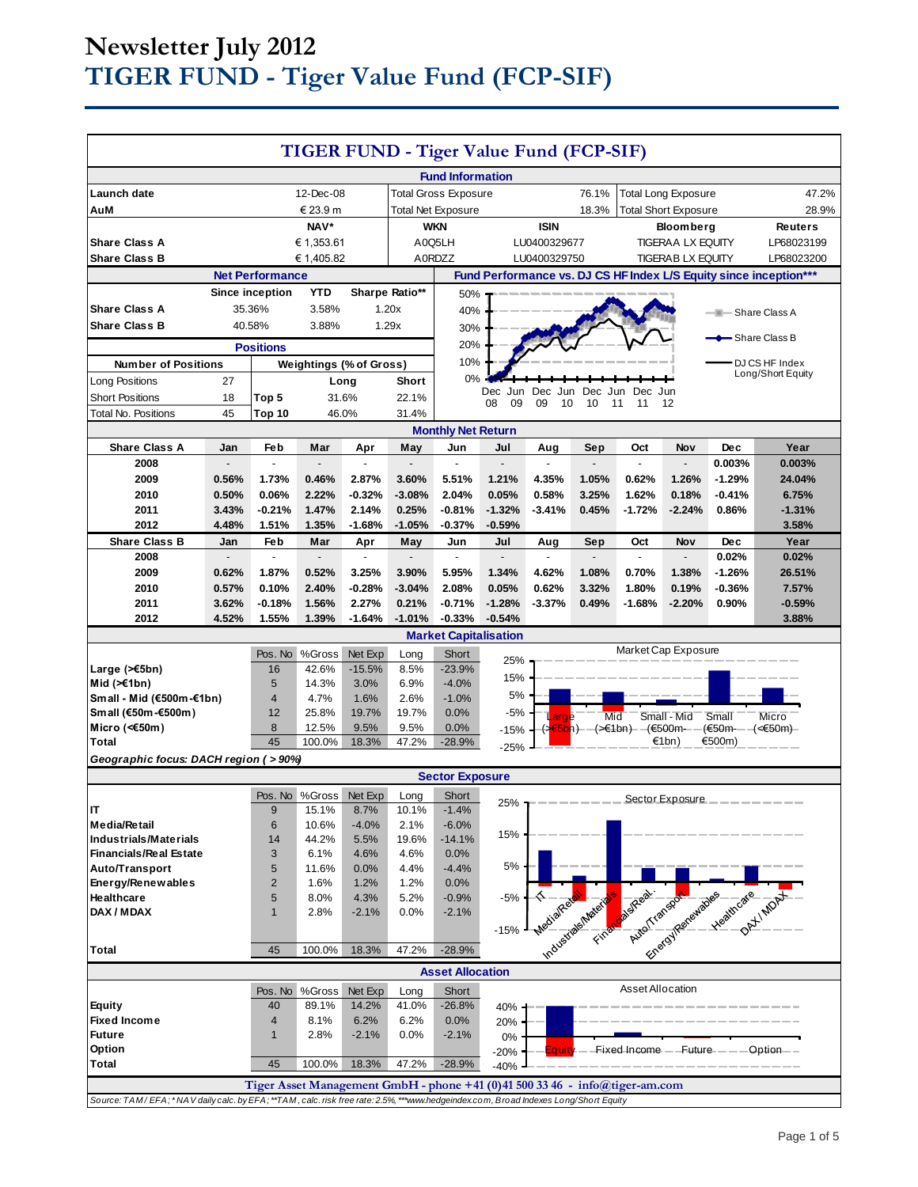# Newsletter July 2012
# TIGER FUND - Tiger Value Fund (FCP-SIF)

## TIGER FUND - Tiger Value Fund (FCP-SIF)

### Fund Information

| | | | | | |
|---|---|---|---|---|---|
| Launch date | 12-Dec-08 | Total Gross Exposure | 76.1% | Total Long Exposure | 47.2% |
| AuM | € 23.9 m | Total Net Exposure | 18.3% | Total Short Exposure | 28.9% |

| | NAV* | WKN | ISIN | Bloomberg | Reuters |
|---|---|---|---|---|---|
| Share Class A | € 1,353.61 | A0Q5LH | LU0400329677 | TIGERAA LX EQUITY | LP68023199 |
| Share Class B | € 1,405.82 | A0RDZZ | LU0400329750 | TIGERAB LX EQUITY | LP68023200 |

### Net Performance

| | Since inception | YTD | Sharpe Ratio** |
|---|---|---|---|
| Share Class A | 35.36% | 3.58% | 1.20x |
| Share Class B | 40.58% | 3.88% | 1.29x |

### Positions

| Number of Positions | | Weightings (% of Gross) | Long | Short |
|---|---|---|---|---|
| Long Positions | 27 | | Long | Short |
| Short Positions | 18 | Top 5 | 31.6% | 22.1% |
| Total No. Positions | 45 | Top 10 | 46.0% | 31.4% |

### Fund Performance vs. DJ CS HF Index L/S Equity since inception***

50%
40%
30%
20%
10%
0%
Dec 08 Jun 09 Dec 09 Jun 10 Dec 10 Jun 11 Dec 11 Jun 12

Share Class A
Share Class B
DJ CS HF Index Long/Short Equity

### Monthly Net Return

| Share Class A | Jan | Feb | Mar | Apr | May | Jun | Jul | Aug | Sep | Oct | Nov | Dec | Year |
|---|---|---|---|---|---|---|---|---|---|---|---|---|---|
| 2008 | - | - | - | - | - | - | - | - | - | - | - | 0.003% | 0.003% |
| 2009 | 0.56% | 1.73% | 0.46% | 2.87% | 3.60% | 5.51% | 1.21% | 4.35% | 1.05% | 0.62% | 1.26% | -1.29% | 24.04% |
| 2010 | 0.50% | 0.06% | 2.22% | -0.32% | -3.08% | 2.04% | 0.05% | 0.58% | 3.25% | 1.62% | 0.18% | -0.41% | 6.75% |
| 2011 | 3.43% | -0.21% | 1.47% | 2.14% | 0.25% | -0.81% | -1.32% | -3.41% | 0.45% | -1.72% | -2.24% | 0.86% | -1.31% |
| 2012 | 4.48% | 1.51% | 1.35% | -1.68% | -1.05% | -0.37% | -0.59% | | | | | | 3.58% |

| Share Class B | Jan | Feb | Mar | Apr | May | Jun | Jul | Aug | Sep | Oct | Nov | Dec | Year |
|---|---|---|---|---|---|---|---|---|---|---|---|---|---|
| 2008 | - | - | - | - | - | - | - | - | - | - | - | 0.02% | 0.02% |
| 2009 | 0.62% | 1.87% | 0.52% | 3.25% | 3.90% | 5.95% | 1.34% | 4.62% | 1.08% | 0.70% | 1.38% | -1.26% | 26.51% |
| 2010 | 0.57% | 0.10% | 2.40% | -0.28% | -3.04% | 2.08% | 0.05% | 0.62% | 3.32% | 1.80% | 0.19% | -0.36% | 7.57% |
| 2011 | 3.62% | -0.18% | 1.56% | 2.27% | 0.21% | -0.71% | -1.28% | -3.37% | 0.49% | -1.68% | -2.20% | 0.90% | -0.59% |
| 2012 | 4.52% | 1.55% | 1.39% | -1.64% | -1.01% | -0.33% | -0.54% | | | | | | 3.88% |

### Market Capitalisation

| | Pos. No | %Gross | Net Exp | Long | Short |
|---|---|---|---|---|---|
| Large (>€5bn) | 16 | 42.6% | -15.5% | 8.5% | -23.9% |
| Mid (>€1bn) | 5 | 14.3% | 3.0% | 6.9% | -4.0% |
| Small - Mid (€500m-€1bn) | 4 | 4.7% | 1.6% | 2.6% | -1.0% |
| Small (€50m-€500m) | 12 | 25.8% | 19.7% | 19.7% | 0.0% |
| Micro (<€50m) | 8 | 12.5% | 9.5% | 9.5% | 0.0% |
| Total | 45 | 100.0% | 18.3% | 47.2% | -28.9% |

*Geographic focus: DACH region ( > 90%)*

Market Cap Exposure
25%
15%
5%
-5%
-15%
-25%
Large (>€5bn)
Mid (>€1bn)
Small - Mid (€500m-€1bn)
Small (€50m-€500m)
Micro (<€50m)

### Sector Exposure

| | Pos. No | %Gross | Net Exp | Long | Short |
|---|---|---|---|---|---|
| IT | 9 | 15.1% | 8.7% | 10.1% | -1.4% |
| Media/Retail | 6 | 10.6% | -4.0% | 2.1% | -6.0% |
| Industrials/Materials | 14 | 44.2% | 5.5% | 19.6% | -14.1% |
| Financials/Real Estate | 3 | 6.1% | 4.6% | 4.6% | 0.0% |
| Auto/Transport | 5 | 11.6% | 0.0% | 4.4% | -4.4% |
| Energy/Renewables | 2 | 1.6% | 1.2% | 1.2% | 0.0% |
| Healthcare | 5 | 8.0% | 4.3% | 5.2% | -0.9% |
| DAX / MDAX | 1 | 2.8% | -2.1% | 0.0% | -2.1% |
| Total | 45 | 100.0% | 18.3% | 47.2% | -28.9% |

Sector Exposure
25%
15%
5%
-5%
-15%
IT
Media/Retail
Industrials/Materials
Financials/Real.
Auto/Transport
Energy/Renewables
Healthcare
DAX/MDAX

### Asset Allocation

| | Pos. No | %Gross | Net Exp | Long | Short |
|---|---|---|---|---|---|
| Equity | 40 | 89.1% | 14.2% | 41.0% | -26.8% |
| Fixed Income | 4 | 8.1% | 6.2% | 6.2% | 0.0% |
| Future | 1 | 2.8% | -2.1% | 0.0% | -2.1% |
| Option | | | | | |
| Total | 45 | 100.0% | 18.3% | 47.2% | -28.9% |

Asset Allocation
40%
20%
0%
-20%
-40%
Equity
Fixed Income
Future
Option

Tiger Asset Management GmbH - phone +41 (0)41 500 33 46 - info@tiger-am.com

*Source: TAM / EFA; * NAV daily calc. by EFA; **TAM, calc. risk free rate: 2.5%, ***www.hedgeindex.com, Broad Indexes Long/Short Equity*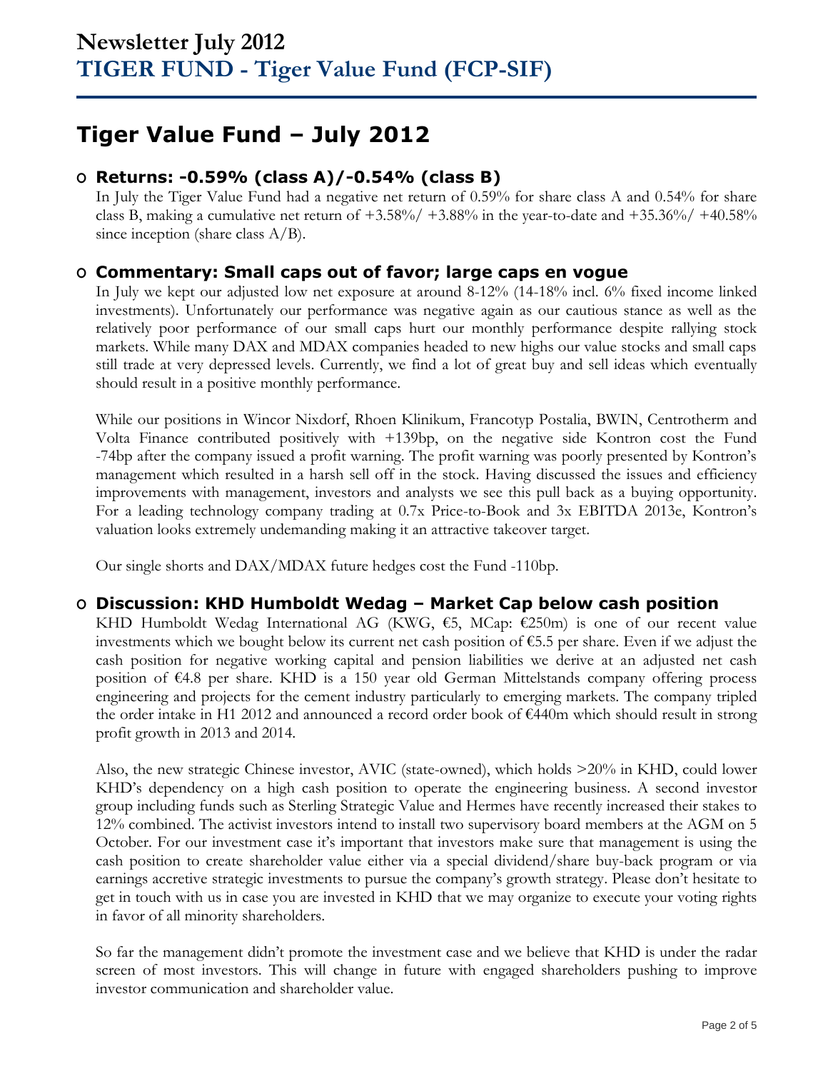# Newsletter July 2012
# TIGER FUND - Tiger Value Fund (FCP-SIF)

# Tiger Value Fund – July 2012

## Returns: -0.59% (class A)/-0.54% (class B)

In July the Tiger Value Fund had a negative net return of 0.59% for share class A and 0.54% for share class B, making a cumulative net return of +3.58%/ +3.88% in the year-to-date and +35.36%/ +40.58% since inception (share class A/B).

## Commentary: Small caps out of favor; large caps en vogue

In July we kept our adjusted low net exposure at around 8-12% (14-18% incl. 6% fixed income linked investments). Unfortunately our performance was negative again as our cautious stance as well as the relatively poor performance of our small caps hurt our monthly performance despite rallying stock markets. While many DAX and MDAX companies headed to new highs our value stocks and small caps still trade at very depressed levels. Currently, we find a lot of great buy and sell ideas which eventually should result in a positive monthly performance.

While our positions in Wincor Nixdorf, Rhoen Klinikum, Francotyp Postalia, BWIN, Centrotherm and Volta Finance contributed positively with +139bp, on the negative side Kontron cost the Fund -74bp after the company issued a profit warning. The profit warning was poorly presented by Kontron's management which resulted in a harsh sell off in the stock. Having discussed the issues and efficiency improvements with management, investors and analysts we see this pull back as a buying opportunity. For a leading technology company trading at 0.7x Price-to-Book and 3x EBITDA 2013e, Kontron's valuation looks extremely undemanding making it an attractive takeover target.

Our single shorts and DAX/MDAX future hedges cost the Fund -110bp.

## Discussion: KHD Humboldt Wedag – Market Cap below cash position

KHD Humboldt Wedag International AG (KWG, €5, MCap: €250m) is one of our recent value investments which we bought below its current net cash position of €5.5 per share. Even if we adjust the cash position for negative working capital and pension liabilities we derive at an adjusted net cash position of €4.8 per share. KHD is a 150 year old German Mittelstands company offering process engineering and projects for the cement industry particularly to emerging markets. The company tripled the order intake in H1 2012 and announced a record order book of €440m which should result in strong profit growth in 2013 and 2014.

Also, the new strategic Chinese investor, AVIC (state-owned), which holds >20% in KHD, could lower KHD's dependency on a high cash position to operate the engineering business. A second investor group including funds such as Sterling Strategic Value and Hermes have recently increased their stakes to 12% combined. The activist investors intend to install two supervisory board members at the AGM on 5 October. For our investment case it's important that investors make sure that management is using the cash position to create shareholder value either via a special dividend/share buy-back program or via earnings accretive strategic investments to pursue the company's growth strategy. Please don't hesitate to get in touch with us in case you are invested in KHD that we may organize to execute your voting rights in favor of all minority shareholders.

So far the management didn't promote the investment case and we believe that KHD is under the radar screen of most investors. This will change in future with engaged shareholders pushing to improve investor communication and shareholder value.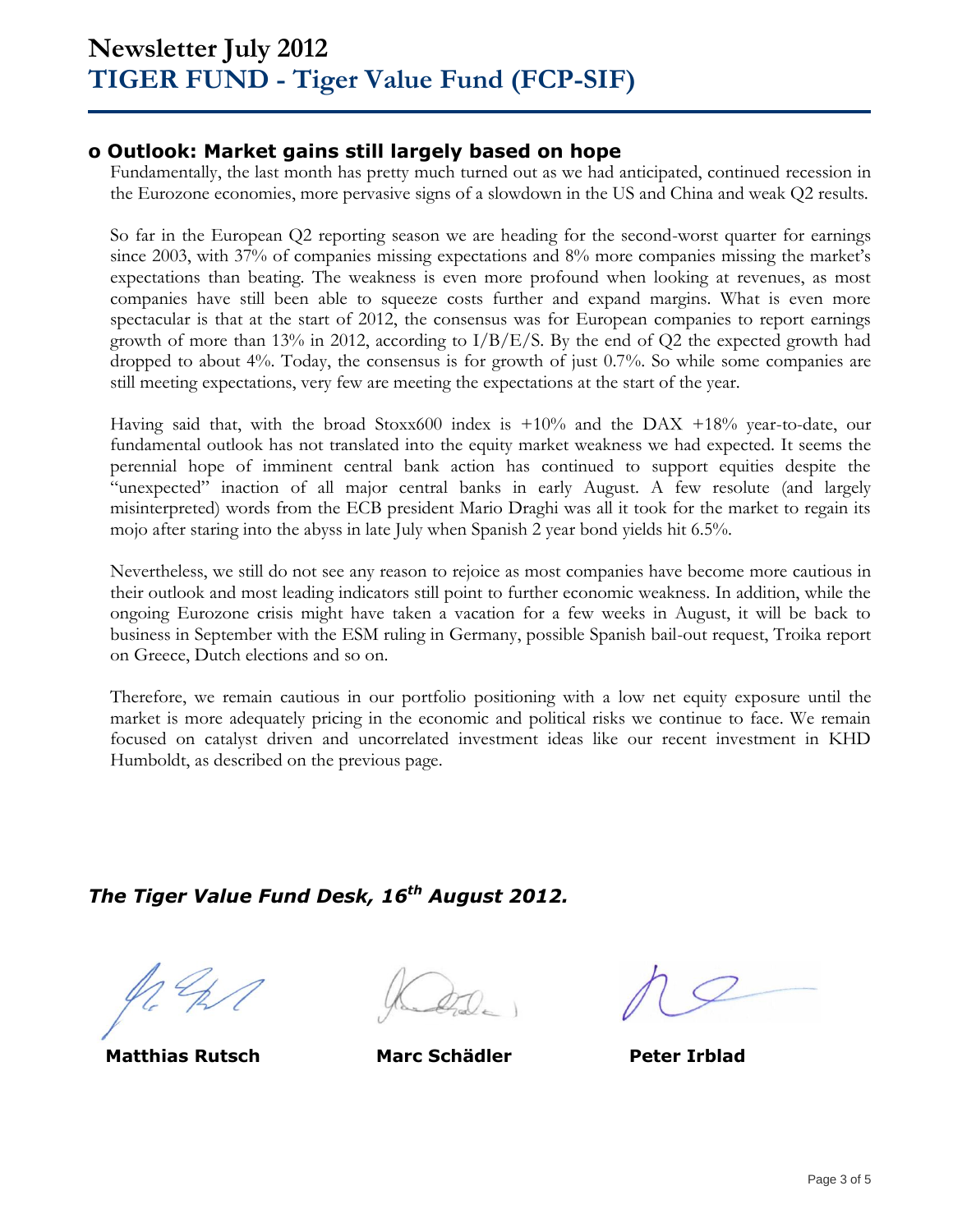## o Outlook: Market gains still largely based on hope

Fundamentally, the last month has pretty much turned out as we had anticipated, continued recession in the Eurozone economies, more pervasive signs of a slowdown in the US and China and weak Q2 results.

So far in the European Q2 reporting season we are heading for the second-worst quarter for earnings since 2003, with 37% of companies missing expectations and 8% more companies missing the market's expectations than beating. The weakness is even more profound when looking at revenues, as most companies have still been able to squeeze costs further and expand margins. What is even more spectacular is that at the start of 2012, the consensus was for European companies to report earnings growth of more than 13% in 2012, according to I/B/E/S. By the end of Q2 the expected growth had dropped to about 4%. Today, the consensus is for growth of just 0.7%. So while some companies are still meeting expectations, very few are meeting the expectations at the start of the year.

Having said that, with the broad Stoxx600 index is +10% and the DAX +18% year-to-date, our fundamental outlook has not translated into the equity market weakness we had expected. It seems the perennial hope of imminent central bank action has continued to support equities despite the "unexpected" inaction of all major central banks in early August. A few resolute (and largely misinterpreted) words from the ECB president Mario Draghi was all it took for the market to regain its mojo after staring into the abyss in late July when Spanish 2 year bond yields hit 6.5%.

Nevertheless, we still do not see any reason to rejoice as most companies have become more cautious in their outlook and most leading indicators still point to further economic weakness. In addition, while the ongoing Eurozone crisis might have taken a vacation for a few weeks in August, it will be back to business in September with the ESM ruling in Germany, possible Spanish bail-out request, Troika report on Greece, Dutch elections and so on.

Therefore, we remain cautious in our portfolio positioning with a low net equity exposure until the market is more adequately pricing in the economic and political risks we continue to face. We remain focused on catalyst driven and uncorrelated investment ideas like our recent investment in KHD Humboldt, as described on the previous page.

***The Tiger Value Fund Desk, 16th August 2012.***

**Matthias Rutsch** **Marc Schädler** **Peter Irblad**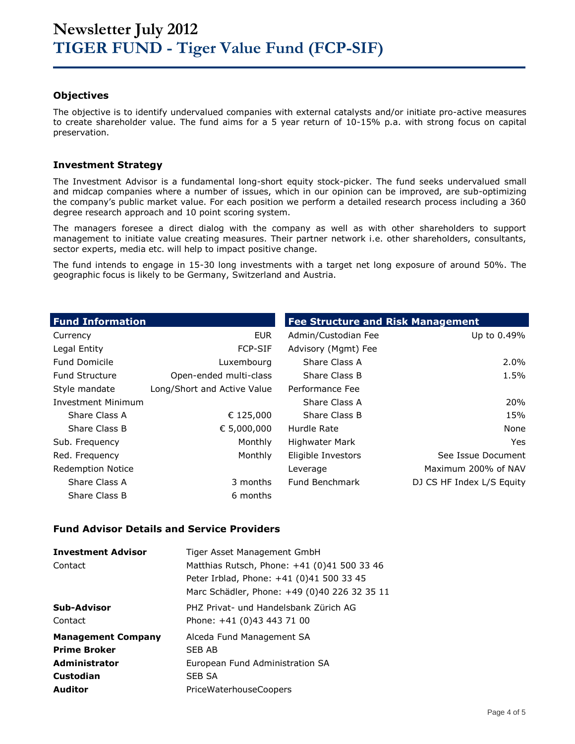# Newsletter July 2012
# TIGER FUND - Tiger Value Fund (FCP-SIF)

### Objectives

The objective is to identify undervalued companies with external catalysts and/or initiate pro-active measures to create shareholder value. The fund aims for a 5 year return of 10-15% p.a. with strong focus on capital preservation.

### Investment Strategy

The Investment Advisor is a fundamental long-short equity stock-picker. The fund seeks undervalued small and midcap companies where a number of issues, which in our opinion can be improved, are sub-optimizing the company's public market value. For each position we perform a detailed research process including a 360 degree research approach and 10 point scoring system.

The managers foresee a direct dialog with the company as well as with other shareholders to support management to initiate value creating measures. Their partner network i.e. other shareholders, consultants, sector experts, media etc. will help to impact positive change.

The fund intends to engage in 15-30 long investments with a target net long exposure of around 50%. The geographic focus is likely to be Germany, Switzerland and Austria.

| Fund Information | |
|---|---|
| Currency | EUR |
| Legal Entity | FCP-SIF |
| Fund Domicile | Luxembourg |
| Fund Structure | Open-ended multi-class |
| Style mandate | Long/Short and Active Value |
| Investment Minimum | |
| Share Class A | € 125,000 |
| Share Class B | € 5,000,000 |
| Sub. Frequency | Monthly |
| Red. Frequency | Monthly |
| Redemption Notice | |
| Share Class A | 3 months |
| Share Class B | 6 months |

| Fee Structure and Risk Management | |
|---|---|
| Admin/Custodian Fee | Up to 0.49% |
| Advisory (Mgmt) Fee | |
| Share Class A | 2.0% |
| Share Class B | 1.5% |
| Performance Fee | |
| Share Class A | 20% |
| Share Class B | 15% |
| Hurdle Rate | None |
| Highwater Mark | Yes |
| Eligible Investors | See Issue Document |
| Leverage | Maximum 200% of NAV |
| Fund Benchmark | DJ CS HF Index L/S Equity |

### Fund Advisor Details and Service Providers

| | |
|---|---|
| **Investment Advisor** | Tiger Asset Management GmbH |
| Contact | Matthias Rutsch, Phone: +41 (0)41 500 33 46 |
| | Peter Irblad, Phone: +41 (0)41 500 33 45 |
| | Marc Schädler, Phone: +49 (0)40 226 32 35 11 |
| **Sub-Advisor** | PHZ Privat- und Handelsbank Zürich AG |
| Contact | Phone: +41 (0)43 443 71 00 |
| **Management Company** | Alceda Fund Management SA |
| **Prime Broker** | SEB AB |
| **Administrator** | European Fund Administration SA |
| **Custodian** | SEB SA |
| **Auditor** | PriceWaterhouseCoopers |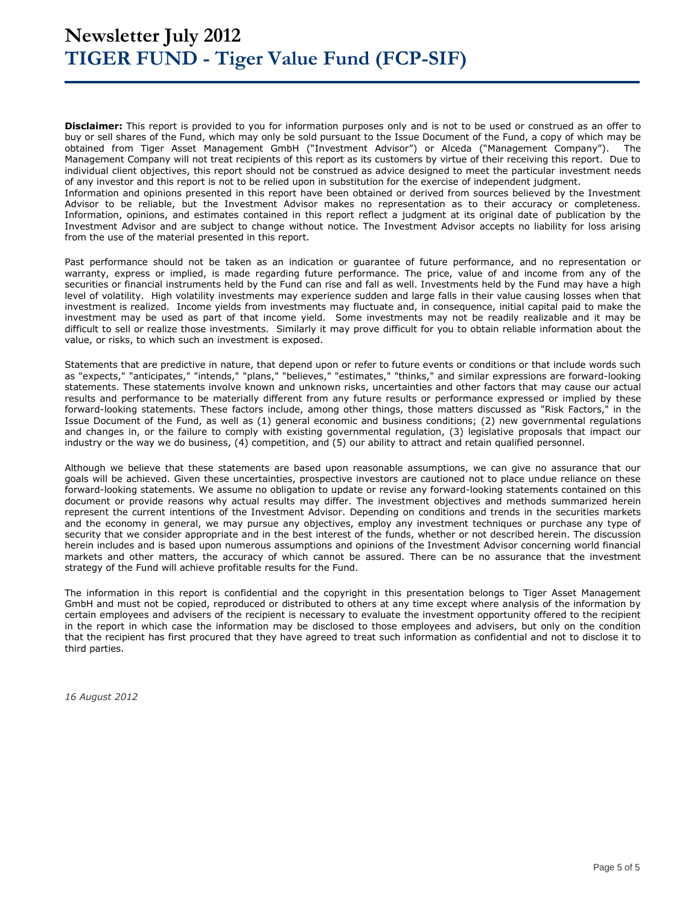**Disclaimer:** This report is provided to you for information purposes only and is not to be used or construed as an offer to buy or sell shares of the Fund, which may only be sold pursuant to the Issue Document of the Fund, a copy of which may be obtained from Tiger Asset Management GmbH ("Investment Advisor") or Alceda ("Management Company"). The Management Company will not treat recipients of this report as its customers by virtue of their receiving this report. Due to individual client objectives, this report should not be construed as advice designed to meet the particular investment needs of any investor and this report is not to be relied upon in substitution for the exercise of independent judgment.
Information and opinions presented in this report have been obtained or derived from sources believed by the Investment Advisor to be reliable, but the Investment Advisor makes no representation as to their accuracy or completeness. Information, opinions, and estimates contained in this report reflect a judgment at its original date of publication by the Investment Advisor and are subject to change without notice. The Investment Advisor accepts no liability for loss arising from the use of the material presented in this report.

Past performance should not be taken as an indication or guarantee of future performance, and no representation or warranty, express or implied, is made regarding future performance. The price, value of and income from any of the securities or financial instruments held by the Fund can rise and fall as well. Investments held by the Fund may have a high level of volatility. High volatility investments may experience sudden and large falls in their value causing losses when that investment is realized. Income yields from investments may fluctuate and, in consequence, initial capital paid to make the investment may be used as part of that income yield. Some investments may not be readily realizable and it may be difficult to sell or realize those investments. Similarly it may prove difficult for you to obtain reliable information about the value, or risks, to which such an investment is exposed.

Statements that are predictive in nature, that depend upon or refer to future events or conditions or that include words such as "expects," "anticipates," "intends," "plans," "believes," "estimates," "thinks," and similar expressions are forward-looking statements. These statements involve known and unknown risks, uncertainties and other factors that may cause our actual results and performance to be materially different from any future results or performance expressed or implied by these forward-looking statements. These factors include, among other things, those matters discussed as "Risk Factors," in the Issue Document of the Fund, as well as (1) general economic and business conditions; (2) new governmental regulations and changes in, or the failure to comply with existing governmental regulation, (3) legislative proposals that impact our industry or the way we do business, (4) competition, and (5) our ability to attract and retain qualified personnel.

Although we believe that these statements are based upon reasonable assumptions, we can give no assurance that our goals will be achieved. Given these uncertainties, prospective investors are cautioned not to place undue reliance on these forward-looking statements. We assume no obligation to update or revise any forward-looking statements contained on this document or provide reasons why actual results may differ. The investment objectives and methods summarized herein represent the current intentions of the Investment Advisor. Depending on conditions and trends in the securities markets and the economy in general, we may pursue any objectives, employ any investment techniques or purchase any type of security that we consider appropriate and in the best interest of the funds, whether or not described herein. The discussion herein includes and is based upon numerous assumptions and opinions of the Investment Advisor concerning world financial markets and other matters, the accuracy of which cannot be assured. There can be no assurance that the investment strategy of the Fund will achieve profitable results for the Fund.

The information in this report is confidential and the copyright in this presentation belongs to Tiger Asset Management GmbH and must not be copied, reproduced or distributed to others at any time except where analysis of the information by certain employees and advisers of the recipient is necessary to evaluate the investment opportunity offered to the recipient in the report in which case the information may be disclosed to those employees and advisers, but only on the condition that the recipient has first procured that they have agreed to treat such information as confidential and not to disclose it to third parties.

*16 August 2012*